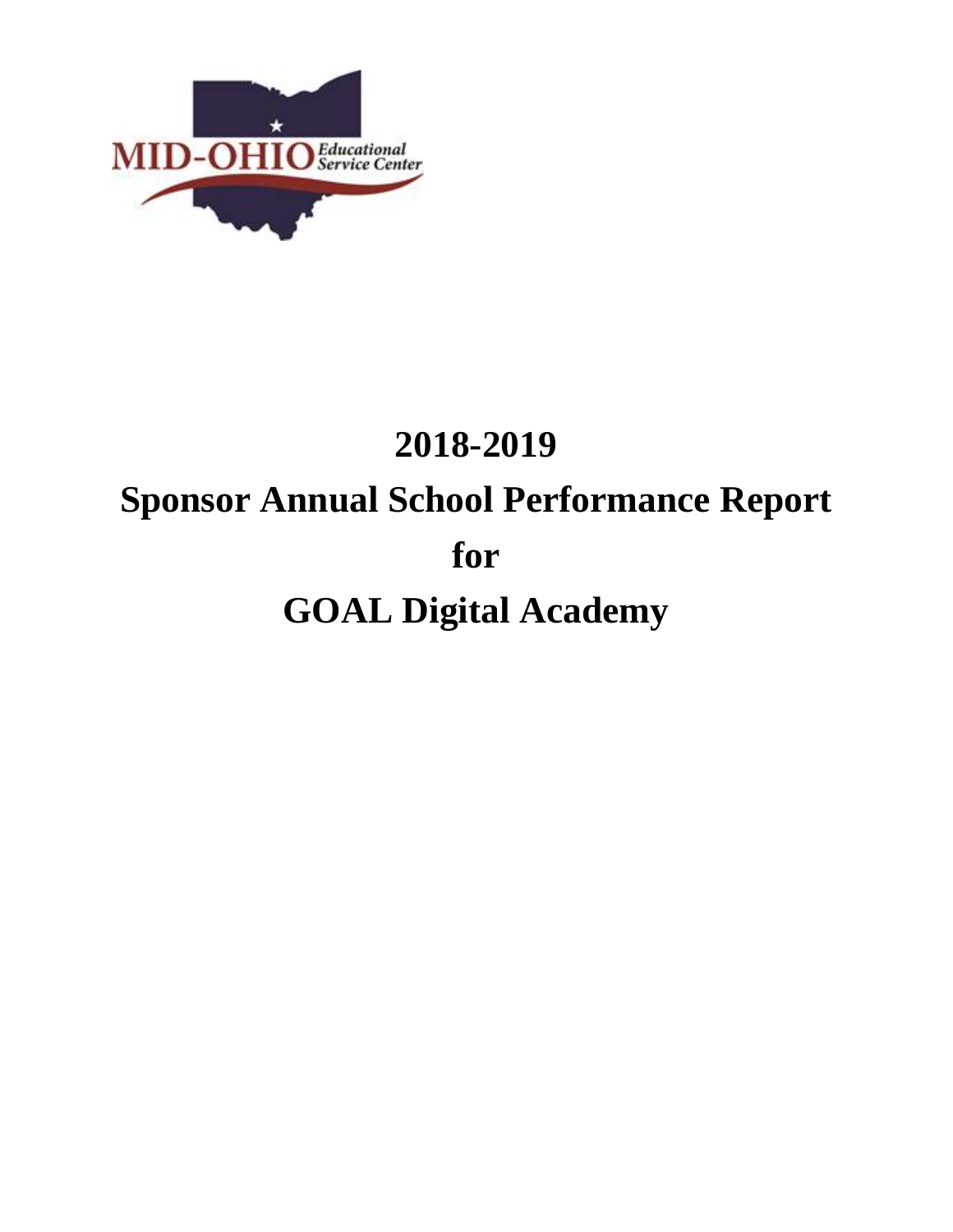# 2018-2019

# Sponsor Annual School Performance Report

# for

# GOAL Digital Academy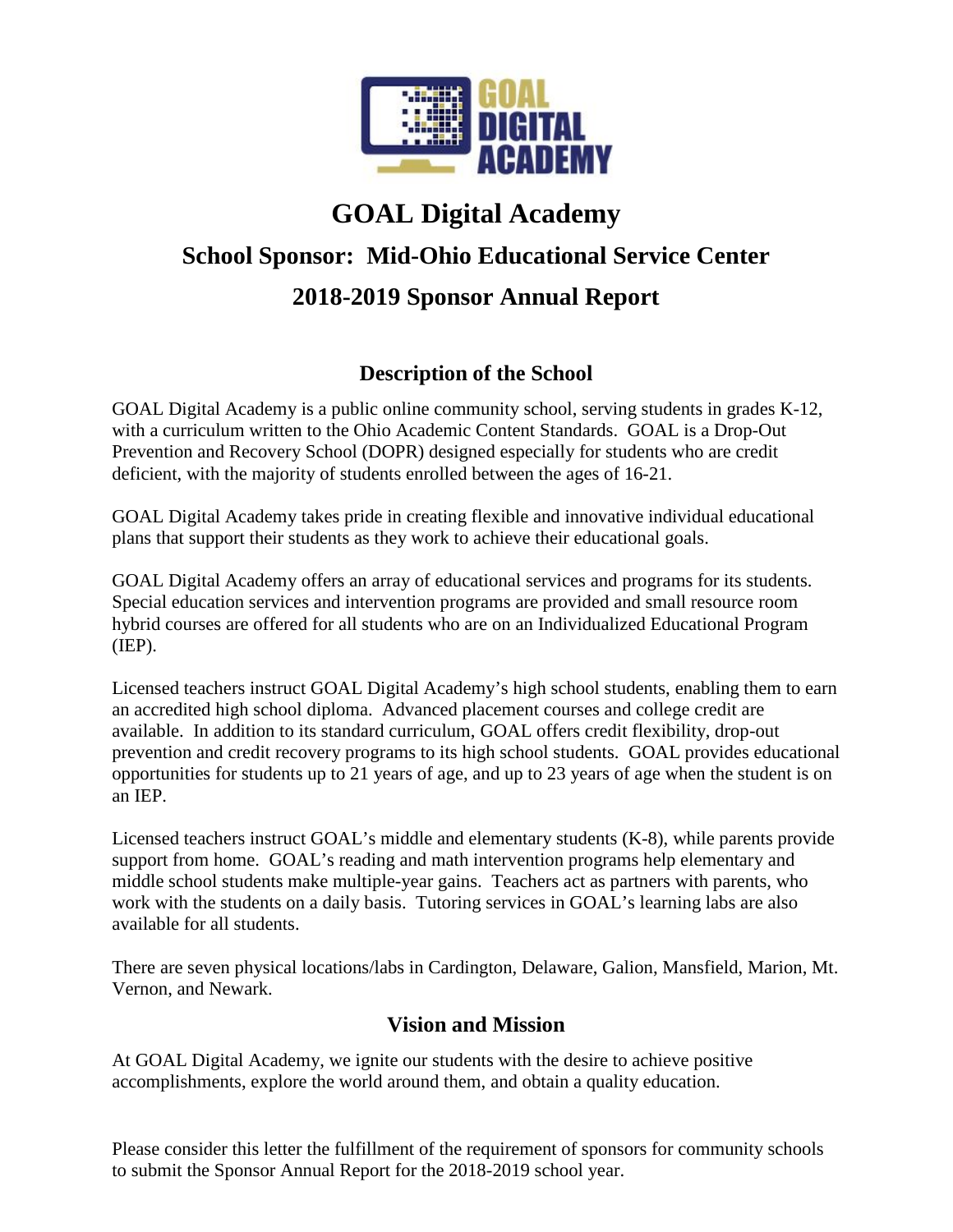# GOAL Digital Academy

## School Sponsor: Mid-Ohio Educational Service Center

## 2018-2019 Sponsor Annual Report

### Description of the School

GOAL Digital Academy is a public online community school, serving students in grades K-12, with a curriculum written to the Ohio Academic Content Standards. GOAL is a Drop-Out Prevention and Recovery School (DOPR) designed especially for students who are credit deficient, with the majority of students enrolled between the ages of 16-21.

GOAL Digital Academy takes pride in creating flexible and innovative individual educational plans that support their students as they work to achieve their educational goals.

GOAL Digital Academy offers an array of educational services and programs for its students. Special education services and intervention programs are provided and small resource room hybrid courses are offered for all students who are on an Individualized Educational Program (IEP).

Licensed teachers instruct GOAL Digital Academy's high school students, enabling them to earn an accredited high school diploma. Advanced placement courses and college credit are available. In addition to its standard curriculum, GOAL offers credit flexibility, drop-out prevention and credit recovery programs to its high school students. GOAL provides educational opportunities for students up to 21 years of age, and up to 23 years of age when the student is on an IEP.

Licensed teachers instruct GOAL's middle and elementary students (K-8), while parents provide support from home. GOAL's reading and math intervention programs help elementary and middle school students make multiple-year gains. Teachers act as partners with parents, who work with the students on a daily basis. Tutoring services in GOAL's learning labs are also available for all students.

There are seven physical locations/labs in Cardington, Delaware, Galion, Mansfield, Marion, Mt. Vernon, and Newark.

### Vision and Mission

At GOAL Digital Academy, we ignite our students with the desire to achieve positive accomplishments, explore the world around them, and obtain a quality education.

Please consider this letter the fulfillment of the requirement of sponsors for community schools to submit the Sponsor Annual Report for the 2018-2019 school year.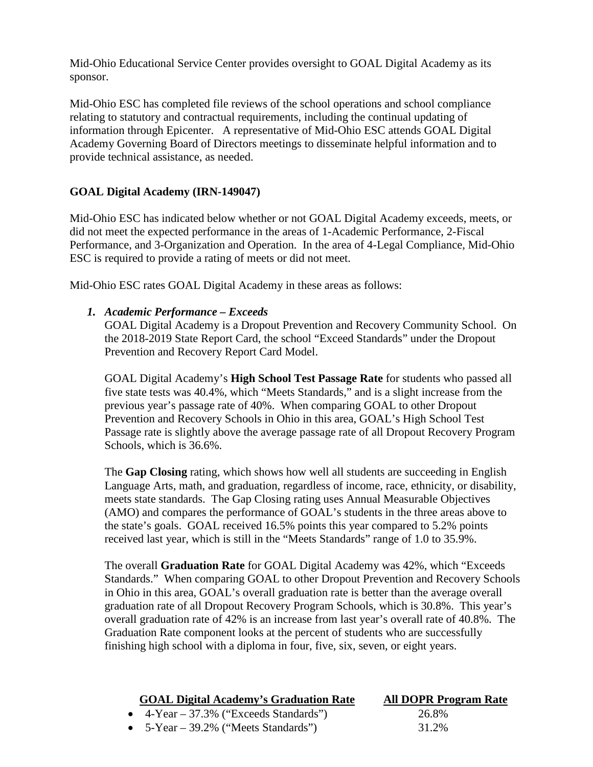Mid-Ohio Educational Service Center provides oversight to GOAL Digital Academy as its sponsor.

Mid-Ohio ESC has completed file reviews of the school operations and school compliance relating to statutory and contractual requirements, including the continual updating of information through Epicenter. A representative of Mid-Ohio ESC attends GOAL Digital Academy Governing Board of Directors meetings to disseminate helpful information and to provide technical assistance, as needed.

**GOAL Digital Academy (IRN-149047)**

Mid-Ohio ESC has indicated below whether or not GOAL Digital Academy exceeds, meets, or did not meet the expected performance in the areas of 1-Academic Performance, 2-Fiscal Performance, and 3-Organization and Operation. In the area of 4-Legal Compliance, Mid-Ohio ESC is required to provide a rating of meets or did not meet.

Mid-Ohio ESC rates GOAL Digital Academy in these areas as follows:

1. ***Academic Performance – Exceeds***

   GOAL Digital Academy is a Dropout Prevention and Recovery Community School. On the 2018-2019 State Report Card, the school "Exceed Standards" under the Dropout Prevention and Recovery Report Card Model.

   GOAL Digital Academy's **High School Test Passage Rate** for students who passed all five state tests was 40.4%, which "Meets Standards," and is a slight increase from the previous year's passage rate of 40%. When comparing GOAL to other Dropout Prevention and Recovery Schools in Ohio in this area, GOAL's High School Test Passage rate is slightly above the average passage rate of all Dropout Recovery Program Schools, which is 36.6%.

   The **Gap Closing** rating, which shows how well all students are succeeding in English Language Arts, math, and graduation, regardless of income, race, ethnicity, or disability, meets state standards. The Gap Closing rating uses Annual Measurable Objectives (AMO) and compares the performance of GOAL's students in the three areas above to the state's goals. GOAL received 16.5% points this year compared to 5.2% points received last year, which is still in the "Meets Standards" range of 1.0 to 35.9%.

   The overall **Graduation Rate** for GOAL Digital Academy was 42%, which "Exceeds Standards." When comparing GOAL to other Dropout Prevention and Recovery Schools in Ohio in this area, GOAL's overall graduation rate is better than the average overall graduation rate of all Dropout Recovery Program Schools, which is 30.8%. This year's overall graduation rate of 42% is an increase from last year's overall rate of 40.8%. The Graduation Rate component looks at the percent of students who are successfully finishing high school with a diploma in four, five, six, seven, or eight years.

| **GOAL Digital Academy's Graduation Rate** | **All DOPR Program Rate** |
|---|---|
| 4-Year – 37.3% ("Exceeds Standards") | 26.8% |
| 5-Year – 39.2% ("Meets Standards") | 31.2% |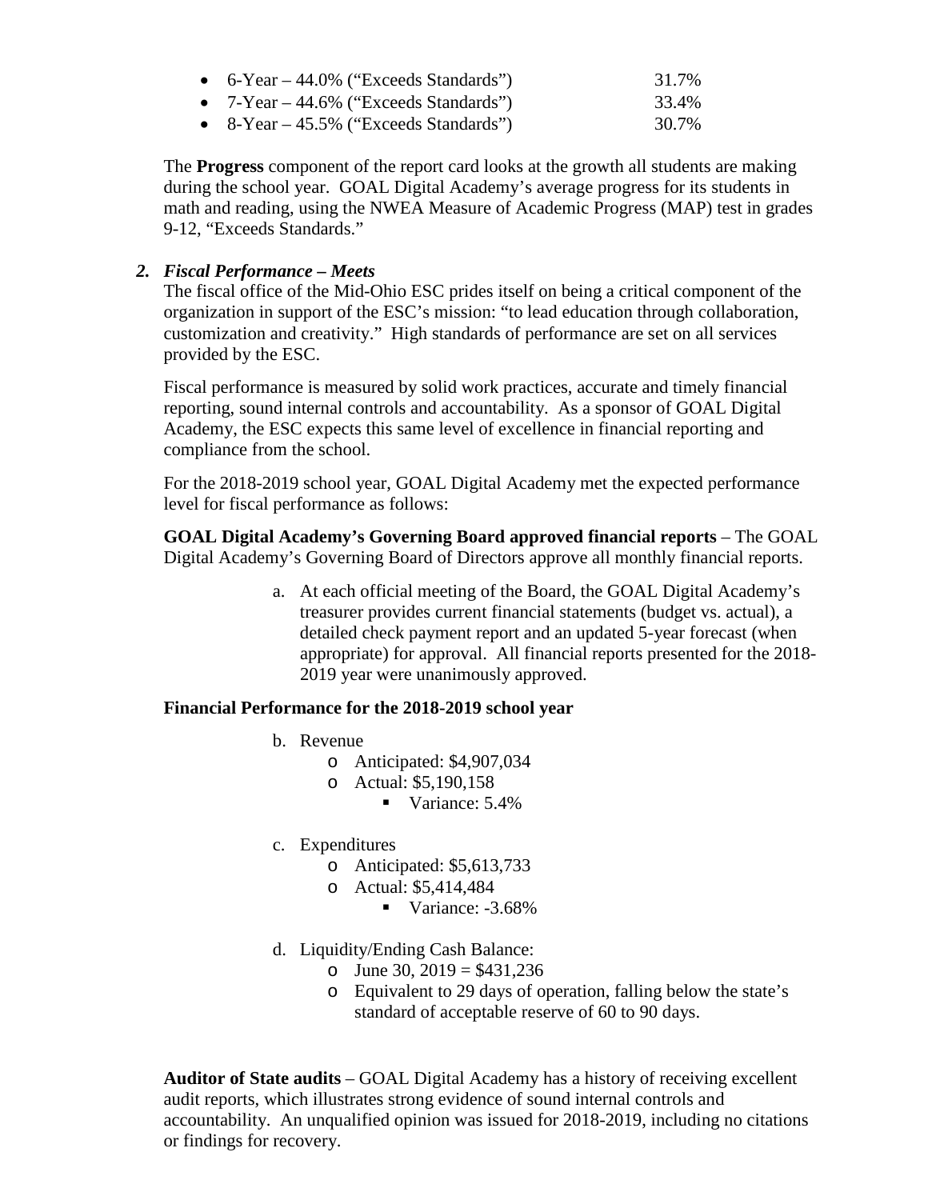- 6-Year – 44.0% ("Exceeds Standards") 31.7%
- 7-Year – 44.6% ("Exceeds Standards") 33.4%
- 8-Year – 45.5% ("Exceeds Standards") 30.7%

The **Progress** component of the report card looks at the growth all students are making during the school year. GOAL Digital Academy's average progress for its students in math and reading, using the NWEA Measure of Academic Progress (MAP) test in grades 9-12, "Exceeds Standards."

***2. Fiscal Performance – Meets***

The fiscal office of the Mid-Ohio ESC prides itself on being a critical component of the organization in support of the ESC's mission: "to lead education through collaboration, customization and creativity." High standards of performance are set on all services provided by the ESC.

Fiscal performance is measured by solid work practices, accurate and timely financial reporting, sound internal controls and accountability. As a sponsor of GOAL Digital Academy, the ESC expects this same level of excellence in financial reporting and compliance from the school.

For the 2018-2019 school year, GOAL Digital Academy met the expected performance level for fiscal performance as follows:

**GOAL Digital Academy's Governing Board approved financial reports** – The GOAL Digital Academy's Governing Board of Directors approve all monthly financial reports.

a. At each official meeting of the Board, the GOAL Digital Academy's treasurer provides current financial statements (budget vs. actual), a detailed check payment report and an updated 5-year forecast (when appropriate) for approval. All financial reports presented for the 2018-2019 year were unanimously approved.

**Financial Performance for the 2018-2019 school year**

b. Revenue
   - Anticipated: $4,907,034
   - Actual: $5,190,158
     - Variance: 5.4%

c. Expenditures
   - Anticipated: $5,613,733
   - Actual: $5,414,484
     - Variance: -3.68%

d. Liquidity/Ending Cash Balance:
   - June 30, 2019 = $431,236
   - Equivalent to 29 days of operation, falling below the state's standard of acceptable reserve of 60 to 90 days.

**Auditor of State audits** – GOAL Digital Academy has a history of receiving excellent audit reports, which illustrates strong evidence of sound internal controls and accountability. An unqualified opinion was issued for 2018-2019, including no citations or findings for recovery.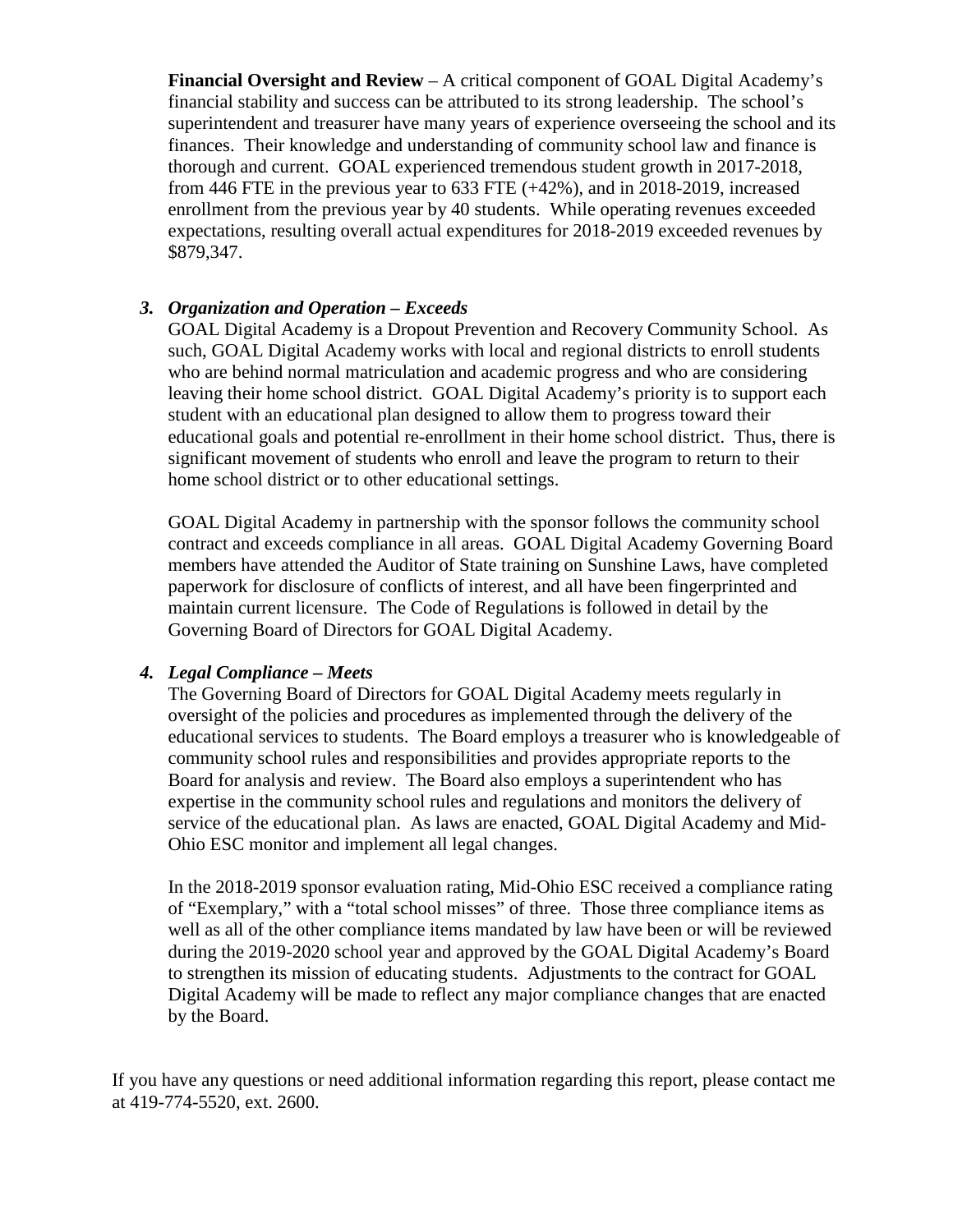**Financial Oversight and Review** – A critical component of GOAL Digital Academy's financial stability and success can be attributed to its strong leadership. The school's superintendent and treasurer have many years of experience overseeing the school and its finances. Their knowledge and understanding of community school law and finance is thorough and current. GOAL experienced tremendous student growth in 2017-2018, from 446 FTE in the previous year to 633 FTE (+42%), and in 2018-2019, increased enrollment from the previous year by 40 students. While operating revenues exceeded expectations, resulting overall actual expenditures for 2018-2019 exceeded revenues by \$879,347.

3. ***Organization and Operation – Exceeds***

GOAL Digital Academy is a Dropout Prevention and Recovery Community School. As such, GOAL Digital Academy works with local and regional districts to enroll students who are behind normal matriculation and academic progress and who are considering leaving their home school district. GOAL Digital Academy's priority is to support each student with an educational plan designed to allow them to progress toward their educational goals and potential re-enrollment in their home school district. Thus, there is significant movement of students who enroll and leave the program to return to their home school district or to other educational settings.

GOAL Digital Academy in partnership with the sponsor follows the community school contract and exceeds compliance in all areas. GOAL Digital Academy Governing Board members have attended the Auditor of State training on Sunshine Laws, have completed paperwork for disclosure of conflicts of interest, and all have been fingerprinted and maintain current licensure. The Code of Regulations is followed in detail by the Governing Board of Directors for GOAL Digital Academy.

4. ***Legal Compliance – Meets***

The Governing Board of Directors for GOAL Digital Academy meets regularly in oversight of the policies and procedures as implemented through the delivery of the educational services to students. The Board employs a treasurer who is knowledgeable of community school rules and responsibilities and provides appropriate reports to the Board for analysis and review. The Board also employs a superintendent who has expertise in the community school rules and regulations and monitors the delivery of service of the educational plan. As laws are enacted, GOAL Digital Academy and Mid-Ohio ESC monitor and implement all legal changes.

In the 2018-2019 sponsor evaluation rating, Mid-Ohio ESC received a compliance rating of "Exemplary," with a "total school misses" of three. Those three compliance items as well as all of the other compliance items mandated by law have been or will be reviewed during the 2019-2020 school year and approved by the GOAL Digital Academy's Board to strengthen its mission of educating students. Adjustments to the contract for GOAL Digital Academy will be made to reflect any major compliance changes that are enacted by the Board.

If you have any questions or need additional information regarding this report, please contact me at 419-774-5520, ext. 2600.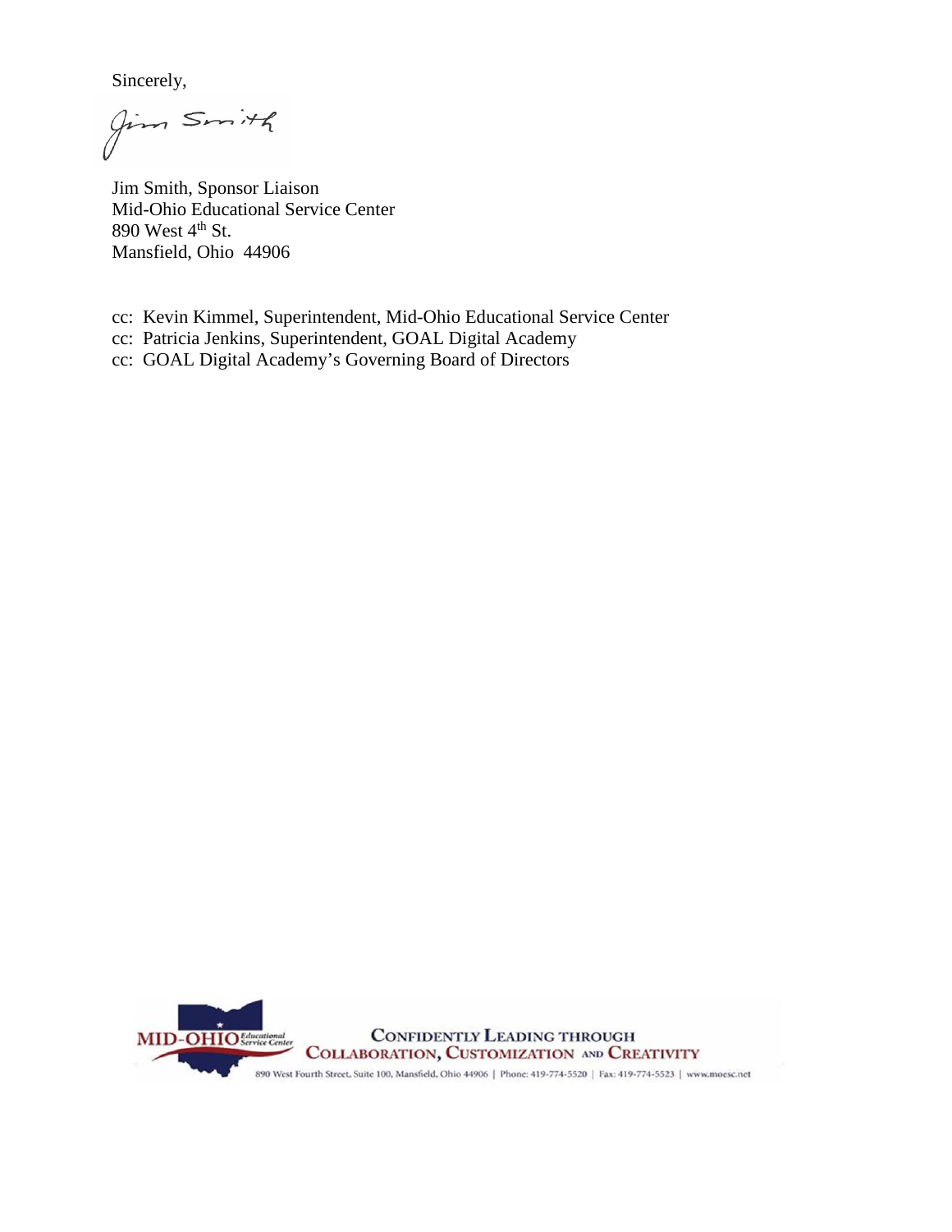Sincerely,

Jim Smith

Jim Smith, Sponsor Liaison
Mid-Ohio Educational Service Center
890 West 4th St.
Mansfield, Ohio 44906

cc: Kevin Kimmel, Superintendent, Mid-Ohio Educational Service Center
cc: Patricia Jenkins, Superintendent, GOAL Digital Academy
cc: GOAL Digital Academy's Governing Board of Directors

MID-OHIO Educational Service Center

CONFIDENTLY LEADING THROUGH COLLABORATION, CUSTOMIZATION AND CREATIVITY

890 West Fourth Street, Suite 100, Mansfield, Ohio 44906 | Phone: 419-774-5520 | Fax: 419-774-5523 | www.moesc.net